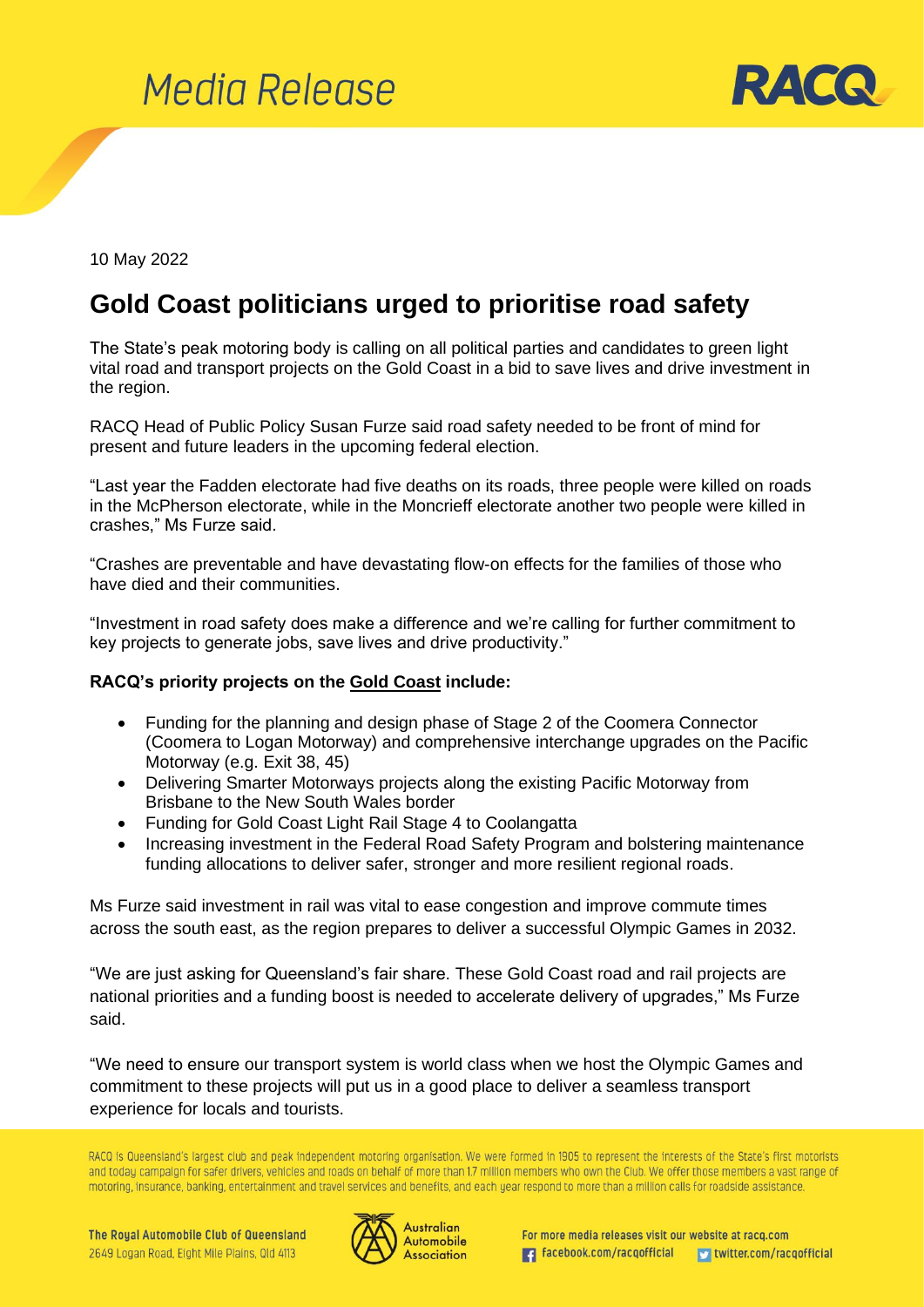# Media Release

10 May 2022

## Gold Coast politicians urged to prioritise road safety

The State's peak motoring body is calling on all political parties and candidates to green light vital road and transport projects on the Gold Coast in a bid to save lives and drive investment in the region.

RACQ Head of Public Policy Susan Furze said road safety needed to be front of mind for present and future leaders in the upcoming federal election.

"Last year the Fadden electorate had five deaths on its roads, three people were killed on roads in the McPherson electorate, while in the Moncrieff electorate another two people were killed in crashes," Ms Furze said.

"Crashes are preventable and have devastating flow-on effects for the families of those who have died and their communities.

"Investment in road safety does make a difference and we're calling for further commitment to key projects to generate jobs, save lives and drive productivity."

**RACQ's priority projects on the Gold Coast include:**

- Funding for the planning and design phase of Stage 2 of the Coomera Connector (Coomera to Logan Motorway) and comprehensive interchange upgrades on the Pacific Motorway (e.g. Exit 38, 45)
- Delivering Smarter Motorways projects along the existing Pacific Motorway from Brisbane to the New South Wales border
- Funding for Gold Coast Light Rail Stage 4 to Coolangatta
- Increasing investment in the Federal Road Safety Program and bolstering maintenance funding allocations to deliver safer, stronger and more resilient regional roads.

Ms Furze said investment in rail was vital to ease congestion and improve commute times across the south east, as the region prepares to deliver a successful Olympic Games in 2032.

"We are just asking for Queensland's fair share. These Gold Coast road and rail projects are national priorities and a funding boost is needed to accelerate delivery of upgrades," Ms Furze said.

"We need to ensure our transport system is world class when we host the Olympic Games and commitment to these projects will put us in a good place to deliver a seamless transport experience for locals and tourists.

RACQ is Queensland's largest club and peak independent motoring organisation. We were formed in 1905 to represent the interests of the State's first motorists and today campaign for safer drivers, vehicles and roads on behalf of more than 1.7 million members who own the Club. We offer those members a vast range of motoring, insurance, banking, entertainment and travel services and benefits, and each year respond to more than a million calls for roadside assistance.

The Royal Automobile Club of Queensland
2649 Logan Road, Eight Mile Plains, Qld 4113

For more media releases visit our website at racq.com
facebook.com/racqofficial twitter.com/racqofficial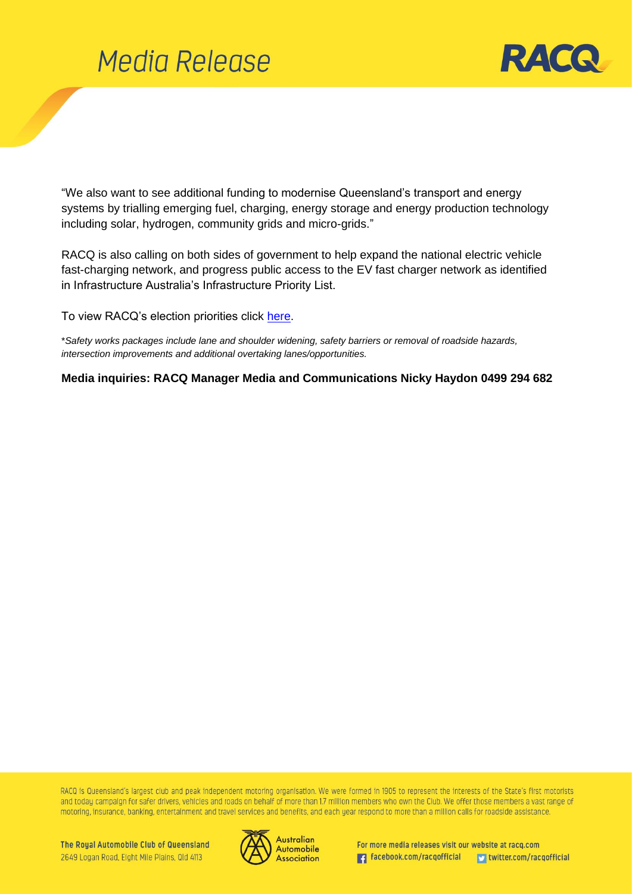"We also want to see additional funding to modernise Queensland's transport and energy systems by trialling emerging fuel, charging, energy storage and energy production technology including solar, hydrogen, community grids and micro-grids."

RACQ is also calling on both sides of government to help expand the national electric vehicle fast-charging network, and progress public access to the EV fast charger network as identified in Infrastructure Australia's Infrastructure Priority List.

To view RACQ's election priorities click here.

**Safety works packages include lane and shoulder widening, safety barriers or removal of roadside hazards, intersection improvements and additional overtaking lanes/opportunities.*

**Media inquiries: RACQ Manager Media and Communications Nicky Haydon 0499 294 682**

RACQ is Queensland's largest club and peak independent motoring organisation. We were formed in 1905 to represent the interests of the State's first motorists and today campaign for safer drivers, vehicles and roads on behalf of more than 1.7 million members who own the Club. We offer those members a vast range of motoring, insurance, banking, entertainment and travel services and benefits, and each year respond to more than a million calls for roadside assistance.

The Royal Automobile Club of Queensland
2649 Logan Road, Eight Mile Plains, Qld 4113

For more media releases visit our website at racq.com
facebook.com/racqofficial twitter.com/racqofficial